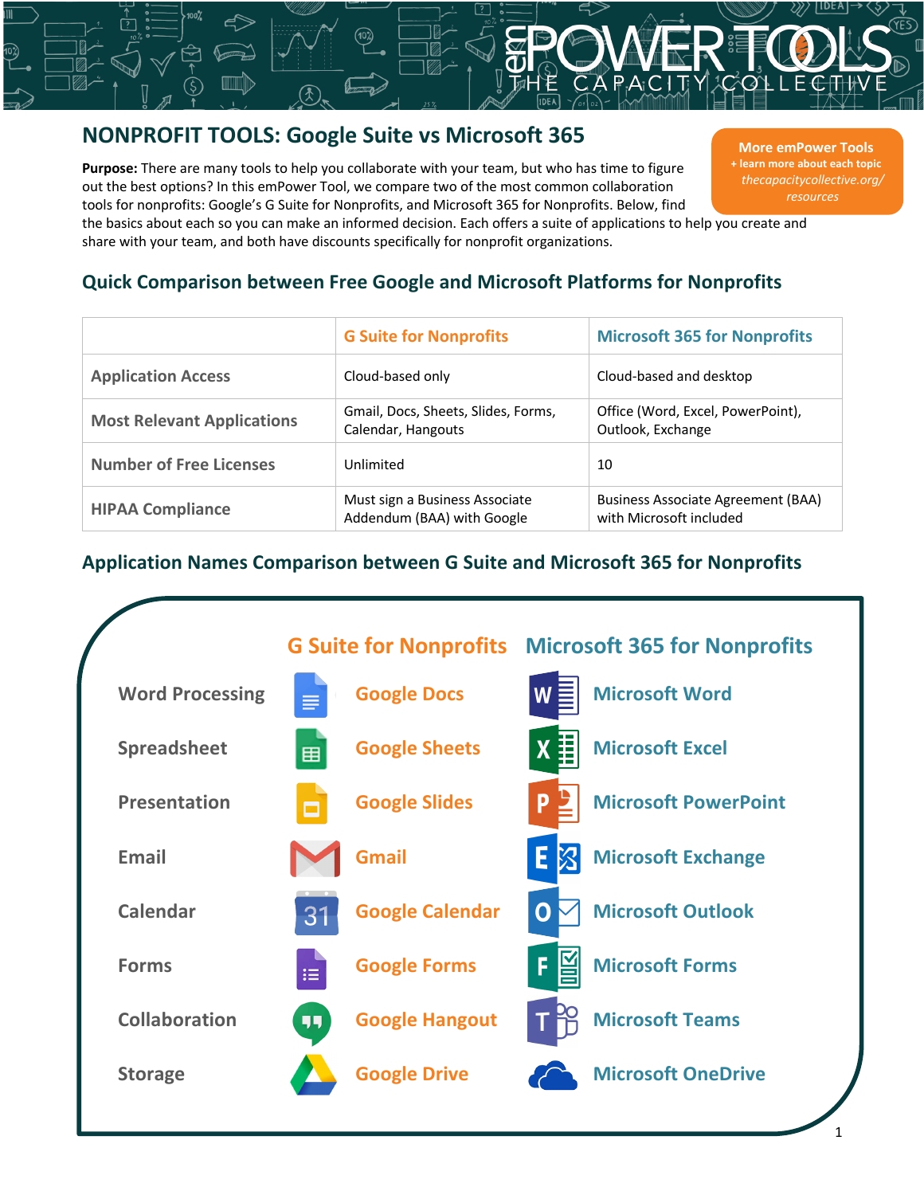# NONPROFIT TOOLS: Google Suite vs Microsoft 365

**More emPower Tools**
**+ learn more about each topic**
*thecapacitycollective.org/resources*

**Purpose:** There are many tools to help you collaborate with your team, but who has time to figure out the best options? In this emPower Tool, we compare two of the most common collaboration tools for nonprofits: Google's G Suite for Nonprofits, and Microsoft 365 for Nonprofits. Below, find the basics about each so you can make an informed decision. Each offers a suite of applications to help you create and share with your team, and both have discounts specifically for nonprofit organizations.

## Quick Comparison between Free Google and Microsoft Platforms for Nonprofits

| | G Suite for Nonprofits | Microsoft 365 for Nonprofits |
|---|---|---|
| **Application Access** | Cloud-based only | Cloud-based and desktop |
| **Most Relevant Applications** | Gmail, Docs, Sheets, Slides, Forms, Calendar, Hangouts | Office (Word, Excel, PowerPoint), Outlook, Exchange |
| **Number of Free Licenses** | Unlimited | 10 |
| **HIPAA Compliance** | Must sign a Business Associate Addendum (BAA) with Google | Business Associate Agreement (BAA) with Microsoft included |

## Application Names Comparison between G Suite and Microsoft 365 for Nonprofits

| | G Suite for Nonprofits | Microsoft 365 for Nonprofits |
|---|---|---|
| Word Processing | Google Docs | Microsoft Word |
| Spreadsheet | Google Sheets | Microsoft Excel |
| Presentation | Google Slides | Microsoft PowerPoint |
| Email | Gmail | Microsoft Exchange |
| Calendar | Google Calendar | Microsoft Outlook |
| Forms | Google Forms | Microsoft Forms |
| Collaboration | Google Hangout | Microsoft Teams |
| Storage | Google Drive | Microsoft OneDrive |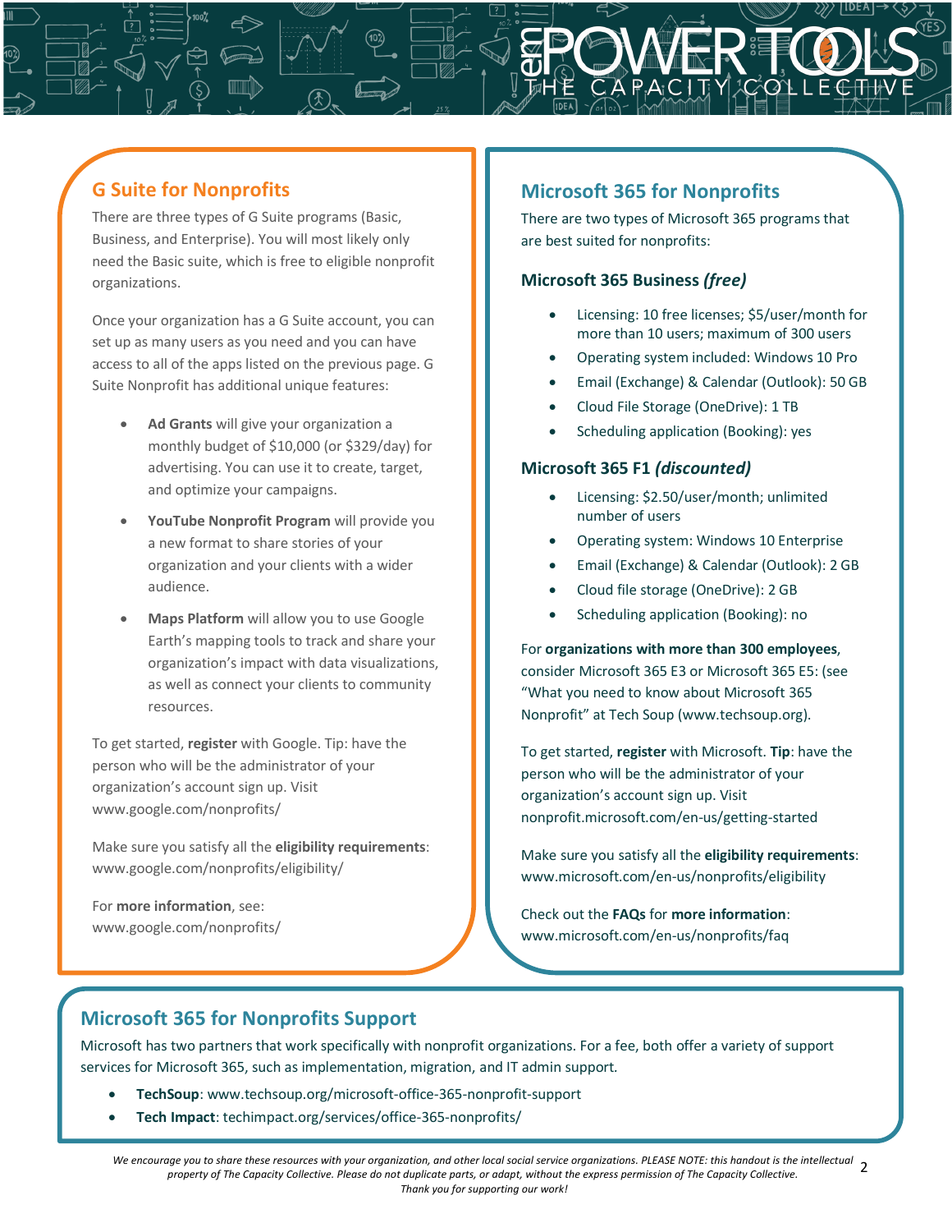## G Suite for Nonprofits

There are three types of G Suite programs (Basic, Business, and Enterprise). You will most likely only need the Basic suite, which is free to eligible nonprofit organizations.

Once your organization has a G Suite account, you can set up as many users as you need and you can have access to all of the apps listed on the previous page. G Suite Nonprofit has additional unique features:

- **Ad Grants** will give your organization a monthly budget of $10,000 (or $329/day) for advertising. You can use it to create, target, and optimize your campaigns.
- **YouTube Nonprofit Program** will provide you a new format to share stories of your organization and your clients with a wider audience.
- **Maps Platform** will allow you to use Google Earth's mapping tools to track and share your organization's impact with data visualizations, as well as connect your clients to community resources.

To get started, **register** with Google. Tip: have the person who will be the administrator of your organization's account sign up. Visit www.google.com/nonprofits/

Make sure you satisfy all the **eligibility requirements**: www.google.com/nonprofits/eligibility/

For **more information**, see: www.google.com/nonprofits/

## Microsoft 365 for Nonprofits

There are two types of Microsoft 365 programs that are best suited for nonprofits:

### Microsoft 365 Business *(free)*

- Licensing: 10 free licenses; $5/user/month for more than 10 users; maximum of 300 users
- Operating system included: Windows 10 Pro
- Email (Exchange) & Calendar (Outlook): 50 GB
- Cloud File Storage (OneDrive): 1 TB
- Scheduling application (Booking): yes

### Microsoft 365 F1 *(discounted)*

- Licensing: $2.50/user/month; unlimited number of users
- Operating system: Windows 10 Enterprise
- Email (Exchange) & Calendar (Outlook): 2 GB
- Cloud file storage (OneDrive): 2 GB
- Scheduling application (Booking): no

For **organizations with more than 300 employees**, consider Microsoft 365 E3 or Microsoft 365 E5: (see "What you need to know about Microsoft 365 Nonprofit" at Tech Soup (www.techsoup.org).

To get started, **register** with Microsoft. **Tip**: have the person who will be the administrator of your organization's account sign up. Visit nonprofit.microsoft.com/en-us/getting-started

Make sure you satisfy all the **eligibility requirements**: www.microsoft.com/en-us/nonprofits/eligibility

Check out the **FAQs** for **more information**: www.microsoft.com/en-us/nonprofits/faq

## Microsoft 365 for Nonprofits Support

Microsoft has two partners that work specifically with nonprofit organizations. For a fee, both offer a variety of support services for Microsoft 365, such as implementation, migration, and IT admin support.

- **TechSoup**: www.techsoup.org/microsoft-office-365-nonprofit-support
- **Tech Impact**: techimpact.org/services/office-365-nonprofits/

*We encourage you to share these resources with your organization, and other local social service organizations. PLEASE NOTE: this handout is the intellectual property of The Capacity Collective. Please do not duplicate parts, or adapt, without the express permission of The Capacity Collective. Thank you for supporting our work!*